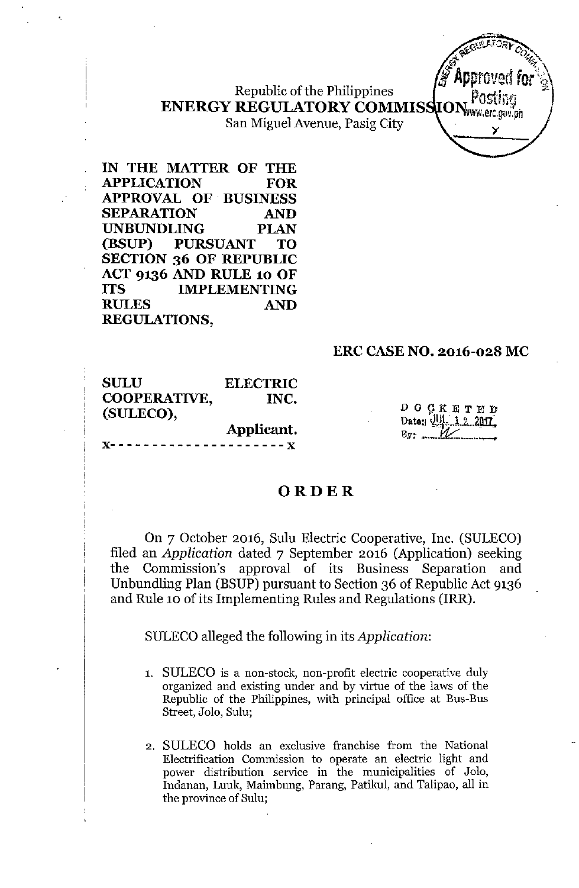Republic of the Philippines
**ENERGY REGULATORY COMMISSION**
San Miguel Avenue, Pasig City

**IN THE MATTER OF THE APPLICATION FOR APPROVAL OF BUSINESS SEPARATION AND UNBUNDLING PLAN (BSUP) PURSUANT TO SECTION 36 OF REPUBLIC ACT 9136 AND RULE 10 OF ITS IMPLEMENTING RULES AND REGULATIONS,**

**ERC CASE NO. 2016-028 MC**

**SULU ELECTRIC COOPERATIVE, INC. (SULECO),**
**Applicant.**
x- - - - - - - - - - - - - - - - - - - - - x

DOCKETED
Date: JUL 12 2017
By: ________

# ORDER

On 7 October 2016, Sulu Electric Cooperative, Inc. (SULECO) filed an *Application* dated 7 September 2016 (Application) seeking the Commission's approval of its Business Separation and Unbundling Plan (BSUP) pursuant to Section 36 of Republic Act 9136 and Rule 10 of its Implementing Rules and Regulations (IRR).

SULECO alleged the following in its *Application*:

1. SULECO is a non-stock, non-profit electric cooperative duly organized and existing under and by virtue of the laws of the Republic of the Philippines, with principal office at Bus-Bus Street, Jolo, Sulu;

2. SULECO holds an exclusive franchise from the National Electrification Commission to operate an electric light and power distribution service in the municipalities of Jolo, Indanan, Luuk, Maimbung, Parang, Patikul, and Talipao, all in the province of Sulu;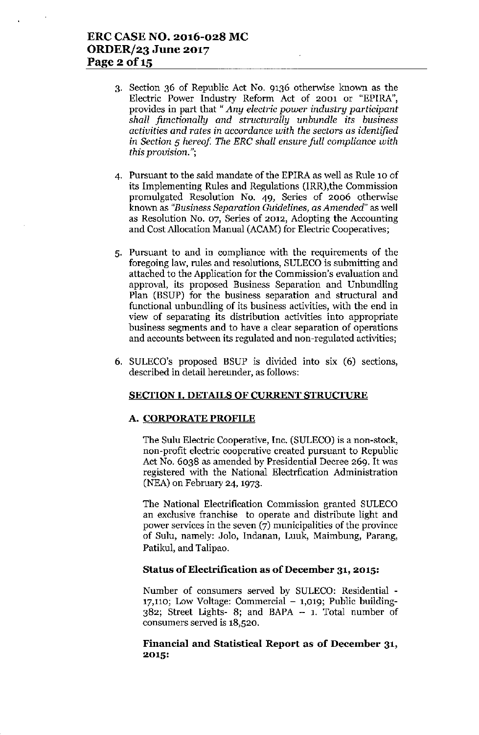3. Section 36 of Republic Act No. 9136 otherwise known as the Electric Power Industry Reform Act of 2001 or "EPIRA", provides in part that "*Any electric power industry participant shall functionally and structurally unbundle its business activities and rates in accordance with the sectors as identified in Section 5 hereof. The ERC shall ensure full compliance with this provision.*";

4. Pursuant to the said mandate of the EPIRA as well as Rule 10 of its Implementing Rules and Regulations (IRR),the Commission promulgated Resolution No. 49, Series of 2006 otherwise known as *"Business Separation Guidelines, as Amended"* as well as Resolution No. 07, Series of 2012, Adopting the Accounting and Cost Allocation Manual (ACAM) for Electric Cooperatives;

5. Pursuant to and in compliance with the requirements of the foregoing law, rules and resolutions, SULECO is submitting and attached to the Application for the Commission's evaluation and approval, its proposed Business Separation and Unbundling Plan (BSUP) for the business separation and structural and functional unbundling of its business activities, with the end in view of separating its distribution activities into appropriate business segments and to have a clear separation of operations and accounts between its regulated and non-regulated activities;

6. SULECO's proposed BSUP is divided into six (6) sections, described in detail hereunder, as follows:

## SECTION I. DETAILS OF CURRENT STRUCTURE

### A. CORPORATE PROFILE

The Sulu Electric Cooperative, Inc. (SULECO) is a non-stock, non-profit electric cooperative created pursuant to Republic Act No. 6038 as amended by Presidential Decree 269. It was registered with the National Electrfication Administration (NEA) on February 24, 1973.

The National Electrification Commission granted SULECO an exclusive franchise to operate and distribute light and power services in the seven (7) municipalities of the province of Sulu, namely: Jolo, Indanan, Luuk, Maimbung, Parang, Patikul, and Talipao.

**Status of Electrification as of December 31, 2015:**

Number of consumers served by SULECO: Residential - 17,110; Low Voltage: Commercial – 1,019; Public building- 382; Street Lights- 8; and BAPA – 1. Total number of consumers served is 18,520.

**Financial and Statistical Report as of December 31, 2015:**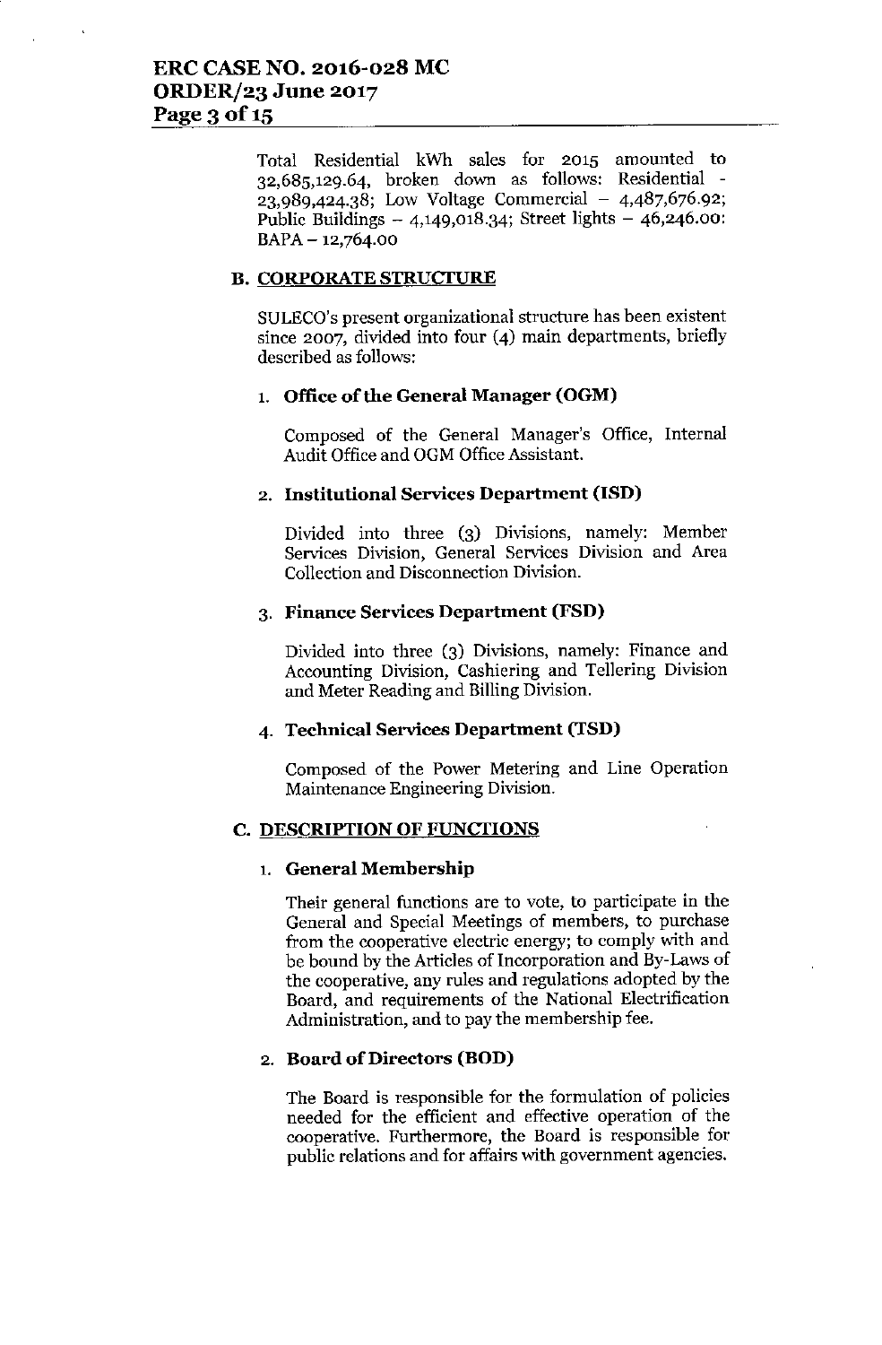Total Residential kWh sales for 2015 amounted to 32,685,129.64, broken down as follows: Residential - 23,989,424.38; Low Voltage Commercial – 4,487,676.92; Public Buildings – 4,149,018.34; Street lights – 46,246.00: BAPA – 12,764.00

## B. CORPORATE STRUCTURE

SULECO's present organizational structure has been existent since 2007, divided into four (4) main departments, briefly described as follows:

### 1. Office of the General Manager (OGM)

Composed of the General Manager's Office, Internal Audit Office and OGM Office Assistant.

### 2. Institutional Services Department (ISD)

Divided into three (3) Divisions, namely: Member Services Division, General Services Division and Area Collection and Disconnection Division.

### 3. Finance Services Department (FSD)

Divided into three (3) Divisions, namely: Finance and Accounting Division, Cashiering and Tellering Division and Meter Reading and Billing Division.

### 4. Technical Services Department (TSD)

Composed of the Power Metering and Line Operation Maintenance Engineering Division.

## C. DESCRIPTION OF FUNCTIONS

### 1. General Membership

Their general functions are to vote, to participate in the General and Special Meetings of members, to purchase from the cooperative electric energy; to comply with and be bound by the Articles of Incorporation and By-Laws of the cooperative, any rules and regulations adopted by the Board, and requirements of the National Electrification Administration, and to pay the membership fee.

### 2. Board of Directors (BOD)

The Board is responsible for the formulation of policies needed for the efficient and effective operation of the cooperative. Furthermore, the Board is responsible for public relations and for affairs with government agencies.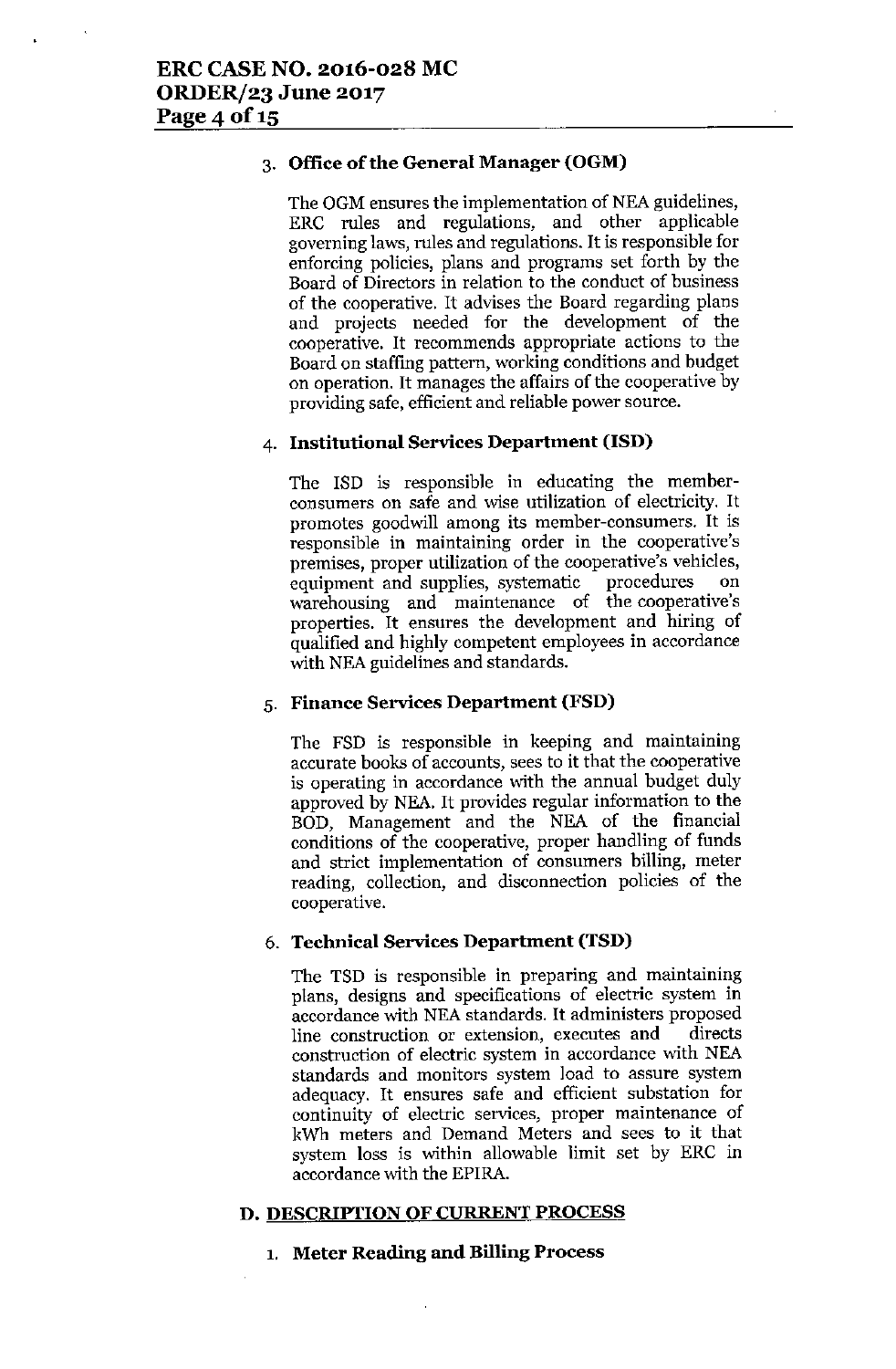3. **Office of the General Manager (OGM)**

   The OGM ensures the implementation of NEA guidelines, ERC rules and regulations, and other applicable governing laws, rules and regulations. It is responsible for enforcing policies, plans and programs set forth by the Board of Directors in relation to the conduct of business of the cooperative. It advises the Board regarding plans and projects needed for the development of the cooperative. It recommends appropriate actions to the Board on staffing pattern, working conditions and budget on operation. It manages the affairs of the cooperative by providing safe, efficient and reliable power source.

4. **Institutional Services Department (ISD)**

   The ISD is responsible in educating the member-consumers on safe and wise utilization of electricity. It promotes goodwill among its member-consumers. It is responsible in maintaining order in the cooperative's premises, proper utilization of the cooperative's vehicles, equipment and supplies, systematic procedures on warehousing and maintenance of the cooperative's properties. It ensures the development and hiring of qualified and highly competent employees in accordance with NEA guidelines and standards.

5. **Finance Services Department (FSD)**

   The FSD is responsible in keeping and maintaining accurate books of accounts, sees to it that the cooperative is operating in accordance with the annual budget duly approved by NEA. It provides regular information to the BOD, Management and the NEA of the financial conditions of the cooperative, proper handling of funds and strict implementation of consumers billing, meter reading, collection, and disconnection policies of the cooperative.

6. **Technical Services Department (TSD)**

   The TSD is responsible in preparing and maintaining plans, designs and specifications of electric system in accordance with NEA standards. It administers proposed line construction or extension, executes and directs construction of electric system in accordance with NEA standards and monitors system load to assure system adequacy. It ensures safe and efficient substation for continuity of electric services, proper maintenance of kWh meters and Demand Meters and sees to it that system loss is within allowable limit set by ERC in accordance with the EPIRA.

## D. DESCRIPTION OF CURRENT PROCESS

1. **Meter Reading and Billing Process**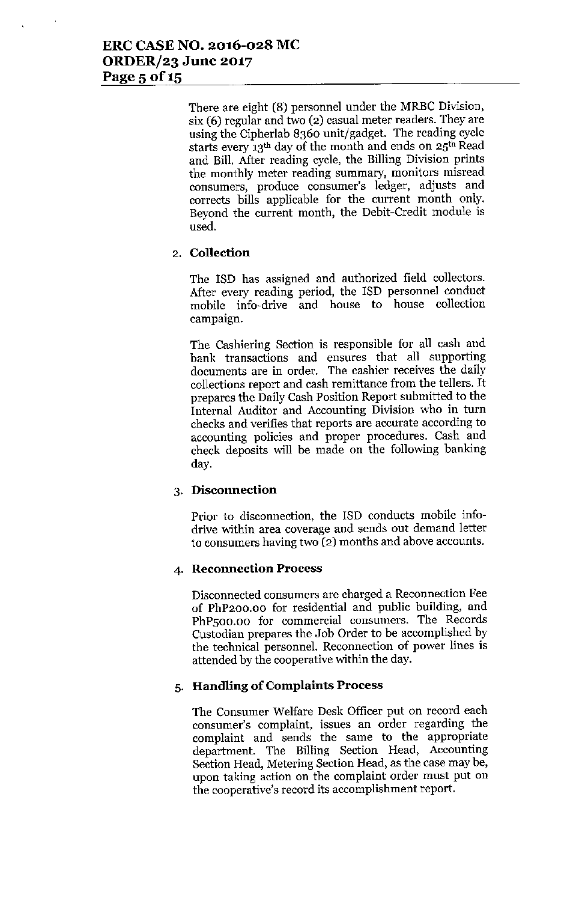There are eight (8) personnel under the MRBC Division, six (6) regular and two (2) casual meter readers. They are using the Cipherlab 8360 unit/gadget. The reading cycle starts every 13th day of the month and ends on 25th Read and Bill. After reading cycle, the Billing Division prints the monthly meter reading summary, monitors misread consumers, produce consumer's ledger, adjusts and corrects bills applicable for the current month only. Beyond the current month, the Debit-Credit module is used.

2. **Collection**

The ISD has assigned and authorized field collectors. After every reading period, the ISD personnel conduct mobile info-drive and house to house collection campaign.

The Cashiering Section is responsible for all cash and bank transactions and ensures that all supporting documents are in order. The cashier receives the daily collections report and cash remittance from the tellers. It prepares the Daily Cash Position Report submitted to the Internal Auditor and Accounting Division who in turn checks and verifies that reports are accurate according to accounting policies and proper procedures. Cash and check deposits will be made on the following banking day.

3. **Disconnection**

Prior to disconnection, the ISD conducts mobile info-drive within area coverage and sends out demand letter to consumers having two (2) months and above accounts.

4. **Reconnection Process**

Disconnected consumers are charged a Reconnection Fee of PhP200.00 for residential and public building, and PhP500.00 for commercial consumers. The Records Custodian prepares the Job Order to be accomplished by the technical personnel. Reconnection of power lines is attended by the cooperative within the day.

5. **Handling of Complaints Process**

The Consumer Welfare Desk Officer put on record each consumer's complaint, issues an order regarding the complaint and sends the same to the appropriate department. The Billing Section Head, Accounting Section Head, Metering Section Head, as the case may be, upon taking action on the complaint order must put on the cooperative's record its accomplishment report.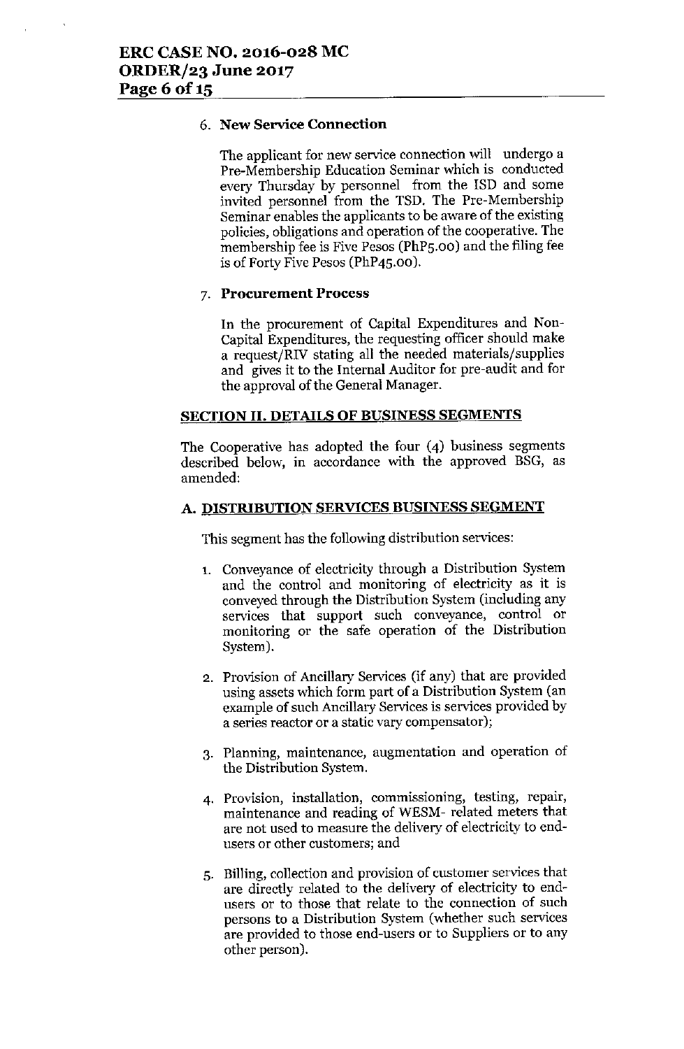6. **New Service Connection**

   The applicant for new service connection will undergo a Pre-Membership Education Seminar which is conducted every Thursday by personnel from the ISD and some invited personnel from the TSD. The Pre-Membership Seminar enables the applicants to be aware of the existing policies, obligations and operation of the cooperative. The membership fee is Five Pesos (PhP5.00) and the filing fee is of Forty Five Pesos (PhP45.00).

7. **Procurement Process**

   In the procurement of Capital Expenditures and Non-Capital Expenditures, the requesting officer should make a request/RIV stating all the needed materials/supplies and gives it to the Internal Auditor for pre-audit and for the approval of the General Manager.

## SECTION II. DETAILS OF BUSINESS SEGMENTS

The Cooperative has adopted the four (4) business segments described below, in accordance with the approved BSG, as amended:

### A. DISTRIBUTION SERVICES BUSINESS SEGMENT

This segment has the following distribution services:

1. Conveyance of electricity through a Distribution System and the control and monitoring of electricity as it is conveyed through the Distribution System (including any services that support such conveyance, control or monitoring or the safe operation of the Distribution System).

2. Provision of Ancillary Services (if any) that are provided using assets which form part of a Distribution System (an example of such Ancillary Services is services provided by a series reactor or a static vary compensator);

3. Planning, maintenance, augmentation and operation of the Distribution System.

4. Provision, installation, commissioning, testing, repair, maintenance and reading of WESM- related meters that are not used to measure the delivery of electricity to end-users or other customers; and

5. Billing, collection and provision of customer services that are directly related to the delivery of electricity to end-users or to those that relate to the connection of such persons to a Distribution System (whether such services are provided to those end-users or to Suppliers or to any other person).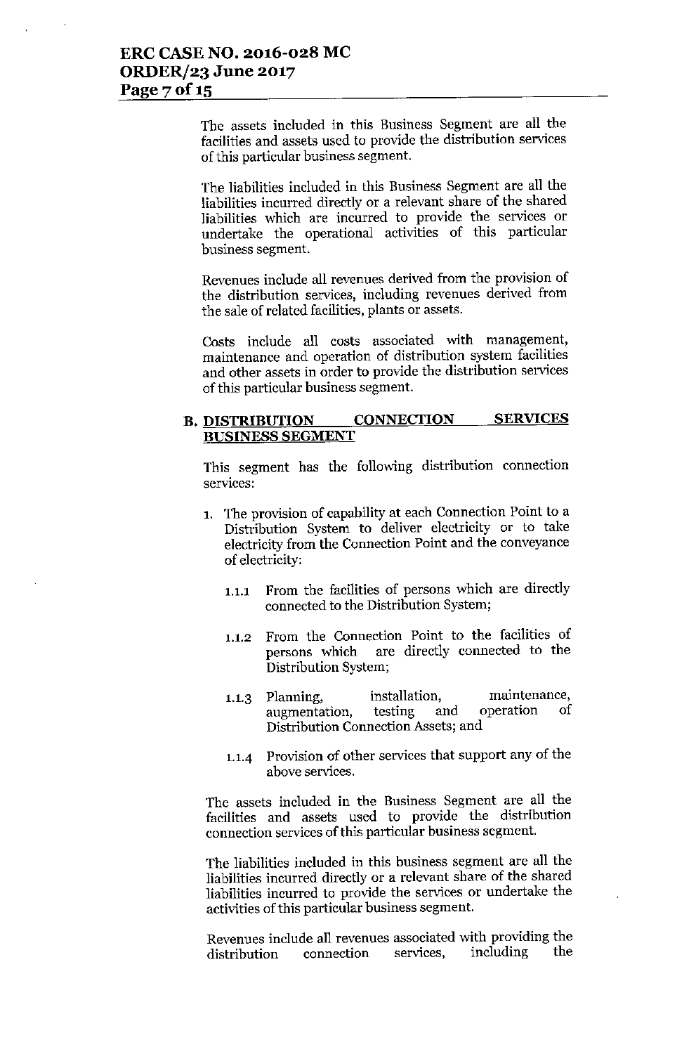The assets included in this Business Segment are all the facilities and assets used to provide the distribution services of this particular business segment.

The liabilities included in this Business Segment are all the liabilities incurred directly or a relevant share of the shared liabilities which are incurred to provide the services or undertake the operational activities of this particular business segment.

Revenues include all revenues derived from the provision of the distribution services, including revenues derived from the sale of related facilities, plants or assets.

Costs include all costs associated with management, maintenance and operation of distribution system facilities and other assets in order to provide the distribution services of this particular business segment.

### B. DISTRIBUTION CONNECTION SERVICES BUSINESS SEGMENT

This segment has the following distribution connection services:

1. The provision of capability at each Connection Point to a Distribution System to deliver electricity or to take electricity from the Connection Point and the conveyance of electricity:

   1.1.1 From the facilities of persons which are directly connected to the Distribution System;

   1.1.2 From the Connection Point to the facilities of persons which are directly connected to the Distribution System;

   1.1.3 Planning, installation, maintenance, augmentation, testing and operation of Distribution Connection Assets; and

   1.1.4 Provision of other services that support any of the above services.

The assets included in the Business Segment are all the facilities and assets used to provide the distribution connection services of this particular business segment.

The liabilities included in this business segment are all the liabilities incurred directly or a relevant share of the shared liabilities incurred to provide the services or undertake the activities of this particular business segment.

Revenues include all revenues associated with providing the distribution connection services, including the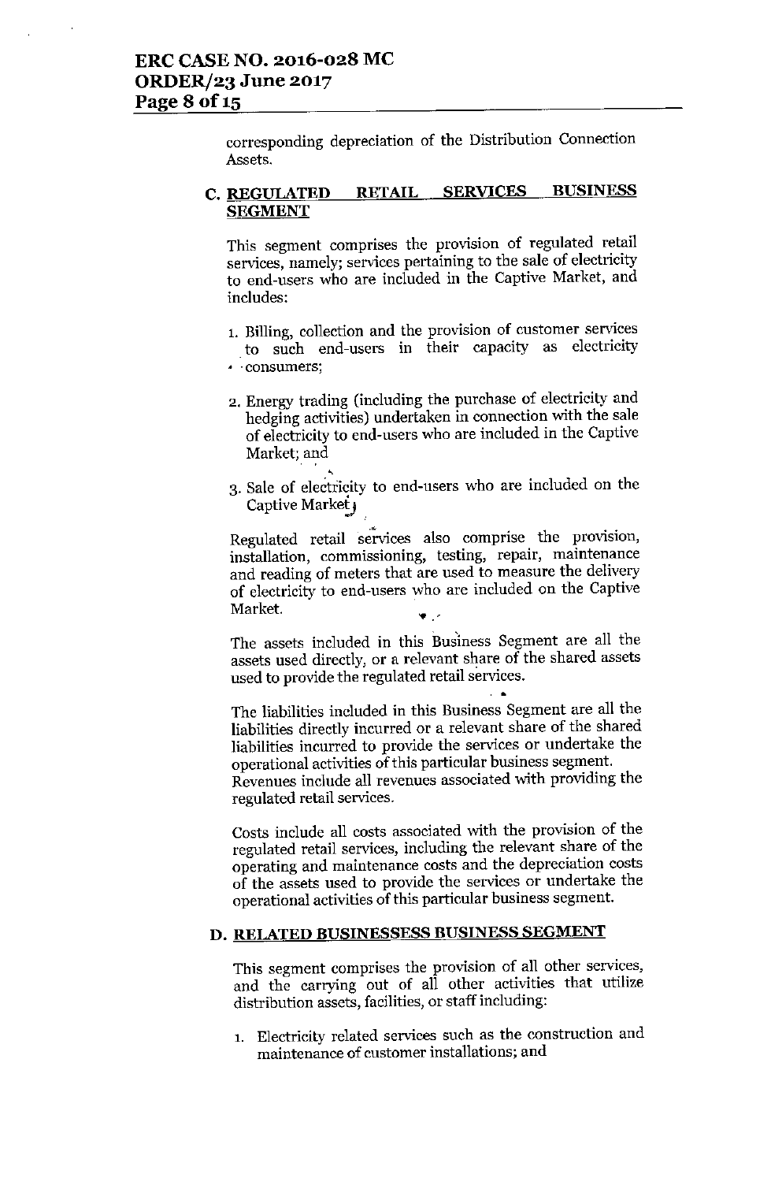corresponding depreciation of the Distribution Connection Assets.

## C. REGULATED RETAIL SERVICES BUSINESS SEGMENT

This segment comprises the provision of regulated retail services, namely; services pertaining to the sale of electricity to end-users who are included in the Captive Market, and includes:

1. Billing, collection and the provision of customer services to such end-users in their capacity as electricity consumers;
2. Energy trading (including the purchase of electricity and hedging activities) undertaken in connection with the sale of electricity to end-users who are included in the Captive Market; and
3. Sale of electricity to end-users who are included on the Captive Market.

Regulated retail services also comprise the provision, installation, commissioning, testing, repair, maintenance and reading of meters that are used to measure the delivery of electricity to end-users who are included on the Captive Market.

The assets included in this Business Segment are all the assets used directly, or a relevant share of the shared assets used to provide the regulated retail services.

The liabilities included in this Business Segment are all the liabilities directly incurred or a relevant share of the shared liabilities incurred to provide the services or undertake the operational activities of this particular business segment. Revenues include all revenues associated with providing the regulated retail services.

Costs include all costs associated with the provision of the regulated retail services, including the relevant share of the operating and maintenance costs and the depreciation costs of the assets used to provide the services or undertake the operational activities of this particular business segment.

## D. RELATED BUSINESSESS BUSINESS SEGMENT

This segment comprises the provision of all other services, and the carrying out of all other activities that utilize distribution assets, facilities, or staff including:

1. Electricity related services such as the construction and maintenance of customer installations; and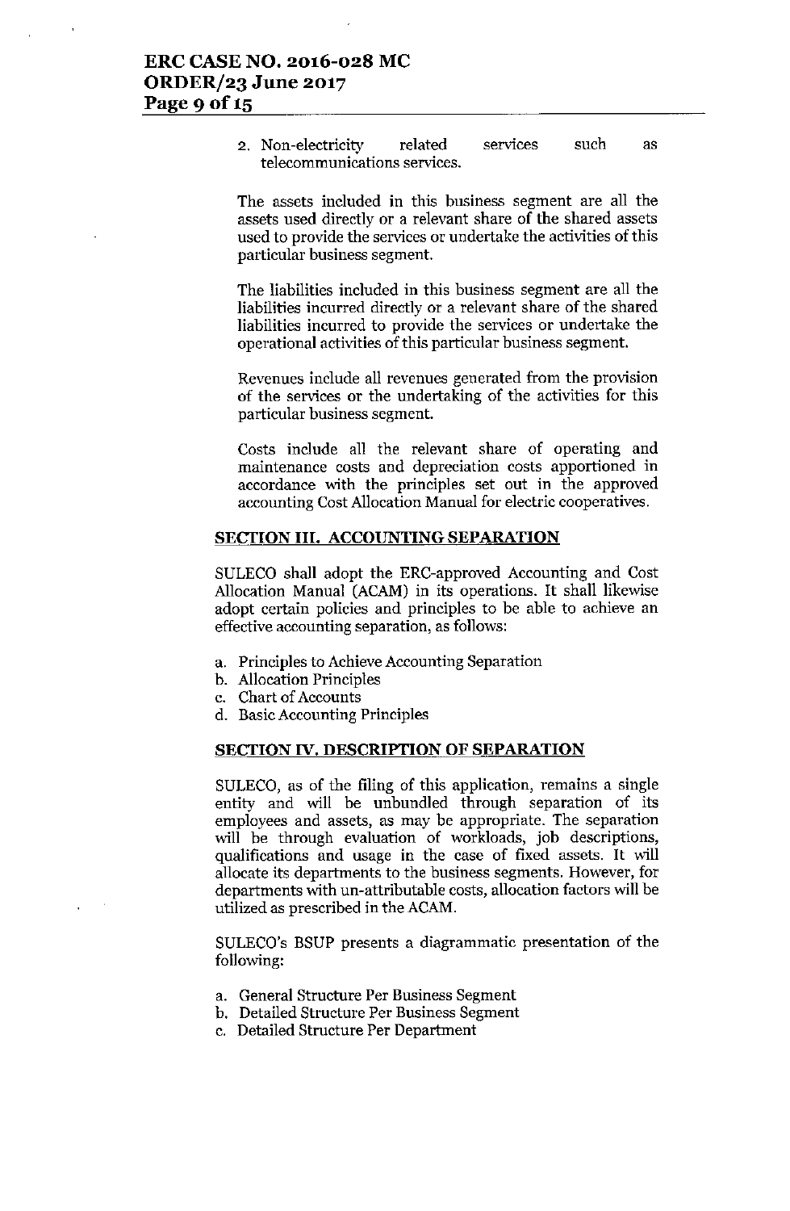2. Non-electricity related services such as telecommunications services.

The assets included in this business segment are all the assets used directly or a relevant share of the shared assets used to provide the services or undertake the activities of this particular business segment.

The liabilities included in this business segment are all the liabilities incurred directly or a relevant share of the shared liabilities incurred to provide the services or undertake the operational activities of this particular business segment.

Revenues include all revenues generated from the provision of the services or the undertaking of the activities for this particular business segment.

Costs include all the relevant share of operating and maintenance costs and depreciation costs apportioned in accordance with the principles set out in the approved accounting Cost Allocation Manual for electric cooperatives.

## SECTION III. ACCOUNTING SEPARATION

SULECO shall adopt the ERC-approved Accounting and Cost Allocation Manual (ACAM) in its operations. It shall likewise adopt certain policies and principles to be able to achieve an effective accounting separation, as follows:

a. Principles to Achieve Accounting Separation
b. Allocation Principles
c. Chart of Accounts
d. Basic Accounting Principles

## SECTION IV. DESCRIPTION OF SEPARATION

SULECO, as of the filing of this application, remains a single entity and will be unbundled through separation of its employees and assets, as may be appropriate. The separation will be through evaluation of workloads, job descriptions, qualifications and usage in the case of fixed assets. It will allocate its departments to the business segments. However, for departments with un-attributable costs, allocation factors will be utilized as prescribed in the ACAM.

SULECO's BSUP presents a diagrammatic presentation of the following:

a. General Structure Per Business Segment
b. Detailed Structure Per Business Segment
c. Detailed Structure Per Department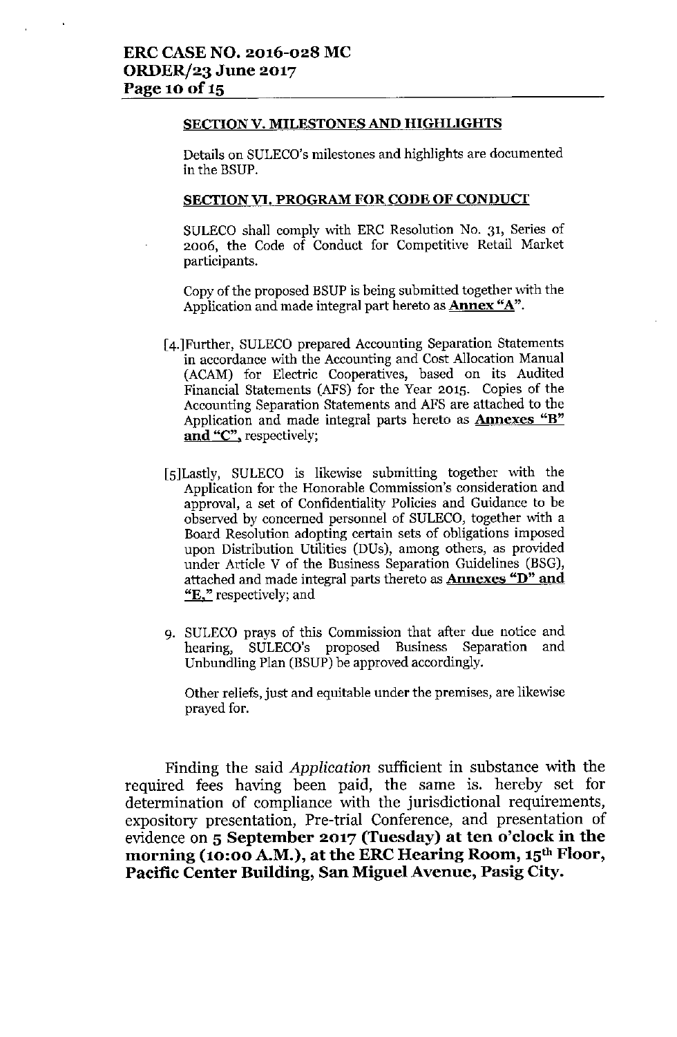**SECTION V. MILESTONES AND HIGHLIGHTS**

Details on SULECO's milestones and highlights are documented in the BSUP.

**SECTION VI. PROGRAM FOR CODE OF CONDUCT**

SULECO shall comply with ERC Resolution No. 31, Series of 2006, the Code of Conduct for Competitive Retail Market participants.

Copy of the proposed BSUP is being submitted together with the Application and made integral part hereto as **Annex "A"**.

[4.]Further, SULECO prepared Accounting Separation Statements in accordance with the Accounting and Cost Allocation Manual (ACAM) for Electric Cooperatives, based on its Audited Financial Statements (AFS) for the Year 2015. Copies of the Accounting Separation Statements and AFS are attached to the Application and made integral parts hereto as **Annexes "B" and "C"**, respectively;

[5]Lastly, SULECO is likewise submitting together with the Application for the Honorable Commission's consideration and approval, a set of Confidentiality Policies and Guidance to be observed by concerned personnel of SULECO, together with a Board Resolution adopting certain sets of obligations imposed upon Distribution Utilities (DUs), among others, as provided under Article V of the Business Separation Guidelines (BSG), attached and made integral parts thereto as **Annexes "D" and "E,"** respectively; and

9. SULECO prays of this Commission that after due notice and hearing, SULECO's proposed Business Separation and Unbundling Plan (BSUP) be approved accordingly.

   Other reliefs, just and equitable under the premises, are likewise prayed for.

Finding the said *Application* sufficient in substance with the required fees having been paid, the same is. hereby set for determination of compliance with the jurisdictional requirements, expository presentation, Pre-trial Conference, and presentation of evidence on **5 September 2017 (Tuesday) at ten o'clock in the morning (10:00 A.M.), at the ERC Hearing Room, 15th Floor, Pacific Center Building, San Miguel Avenue, Pasig City.**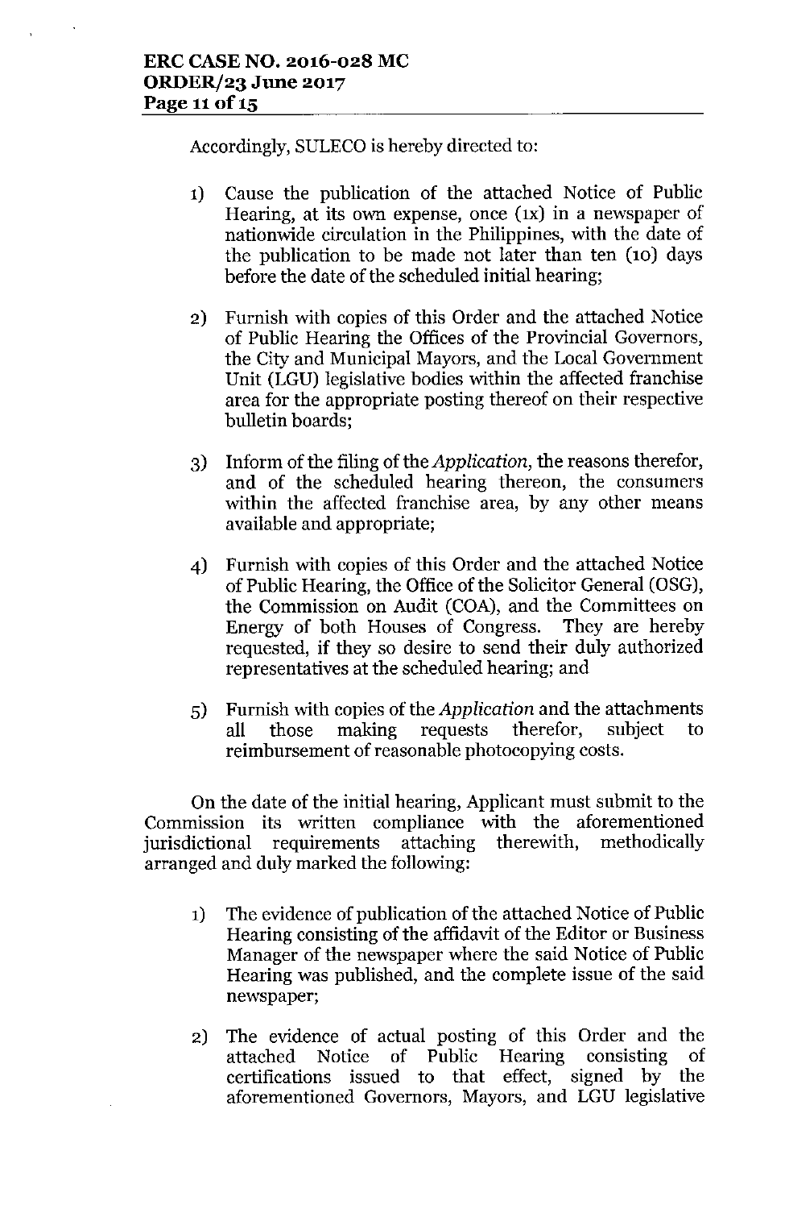Accordingly, SULECO is hereby directed to:

1) Cause the publication of the attached Notice of Public Hearing, at its own expense, once (1x) in a newspaper of nationwide circulation in the Philippines, with the date of the publication to be made not later than ten (10) days before the date of the scheduled initial hearing;

2) Furnish with copies of this Order and the attached Notice of Public Hearing the Offices of the Provincial Governors, the City and Municipal Mayors, and the Local Government Unit (LGU) legislative bodies within the affected franchise area for the appropriate posting thereof on their respective bulletin boards;

3) Inform of the filing of the *Application*, the reasons therefor, and of the scheduled hearing thereon, the consumers within the affected franchise area, by any other means available and appropriate;

4) Furnish with copies of this Order and the attached Notice of Public Hearing, the Office of the Solicitor General (OSG), the Commission on Audit (COA), and the Committees on Energy of both Houses of Congress. They are hereby requested, if they so desire to send their duly authorized representatives at the scheduled hearing; and

5) Furnish with copies of the *Application* and the attachments all those making requests therefor, subject to reimbursement of reasonable photocopying costs.

On the date of the initial hearing, Applicant must submit to the Commission its written compliance with the aforementioned jurisdictional requirements attaching therewith, methodically arranged and duly marked the following:

1) The evidence of publication of the attached Notice of Public Hearing consisting of the affidavit of the Editor or Business Manager of the newspaper where the said Notice of Public Hearing was published, and the complete issue of the said newspaper;

2) The evidence of actual posting of this Order and the attached Notice of Public Hearing consisting of certifications issued to that effect, signed by the aforementioned Governors, Mayors, and LGU legislative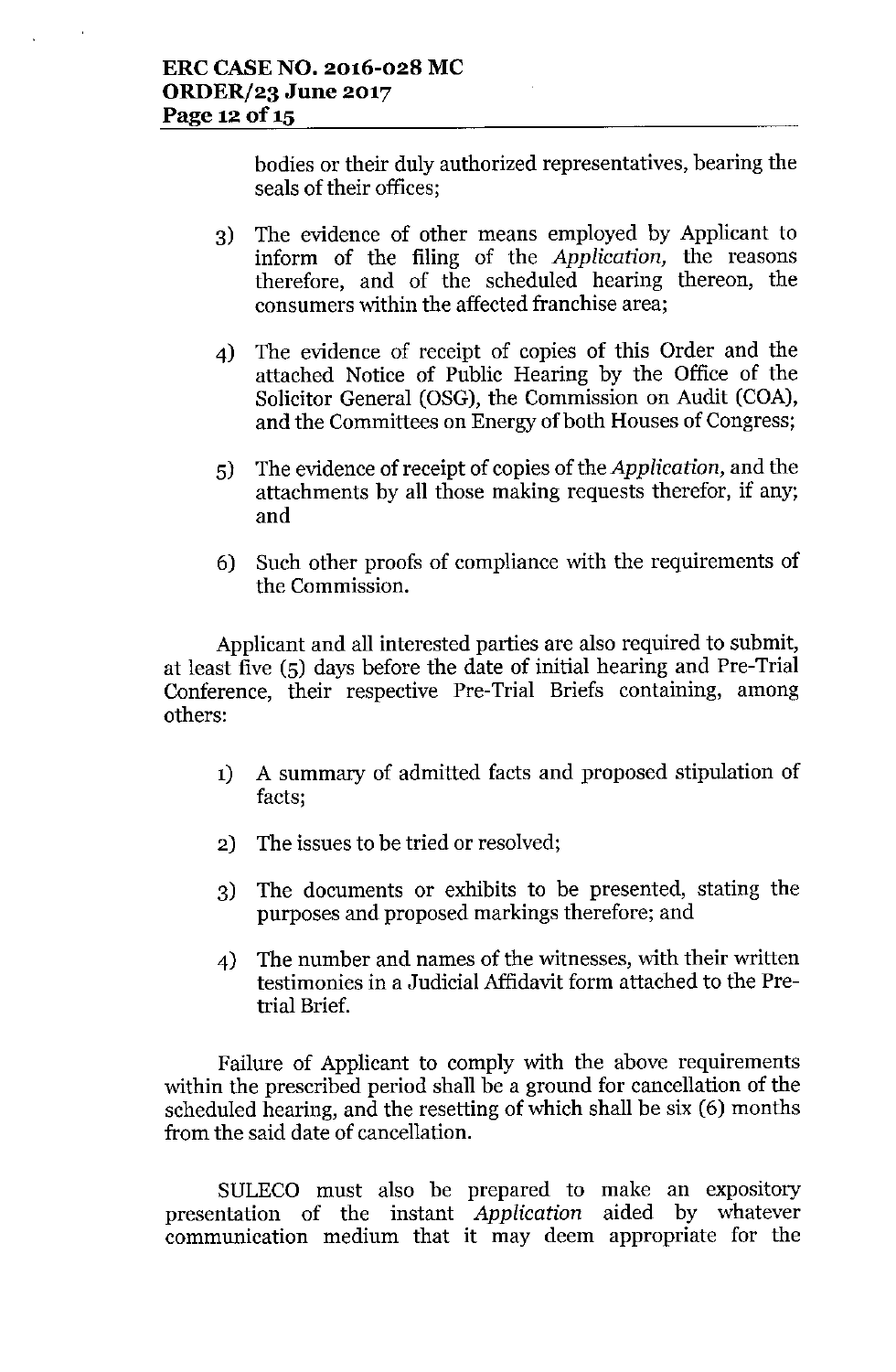bodies or their duly authorized representatives, bearing the seals of their offices;

3) The evidence of other means employed by Applicant to inform of the filing of the *Application,* the reasons therefore, and of the scheduled hearing thereon, the consumers within the affected franchise area;

4) The evidence of receipt of copies of this Order and the attached Notice of Public Hearing by the Office of the Solicitor General (OSG), the Commission on Audit (COA), and the Committees on Energy of both Houses of Congress;

5) The evidence of receipt of copies of the *Application,* and the attachments by all those making requests therefor, if any; and

6) Such other proofs of compliance with the requirements of the Commission.

Applicant and all interested parties are also required to submit, at least five (5) days before the date of initial hearing and Pre-Trial Conference, their respective Pre-Trial Briefs containing, among others:

1) A summary of admitted facts and proposed stipulation of facts;

2) The issues to be tried or resolved;

3) The documents or exhibits to be presented, stating the purposes and proposed markings therefore; and

4) The number and names of the witnesses, with their written testimonies in a Judicial Affidavit form attached to the Pre-trial Brief.

Failure of Applicant to comply with the above requirements within the prescribed period shall be a ground for cancellation of the scheduled hearing, and the resetting of which shall be six (6) months from the said date of cancellation.

SULECO must also be prepared to make an expository presentation of the instant *Application* aided by whatever communication medium that it may deem appropriate for the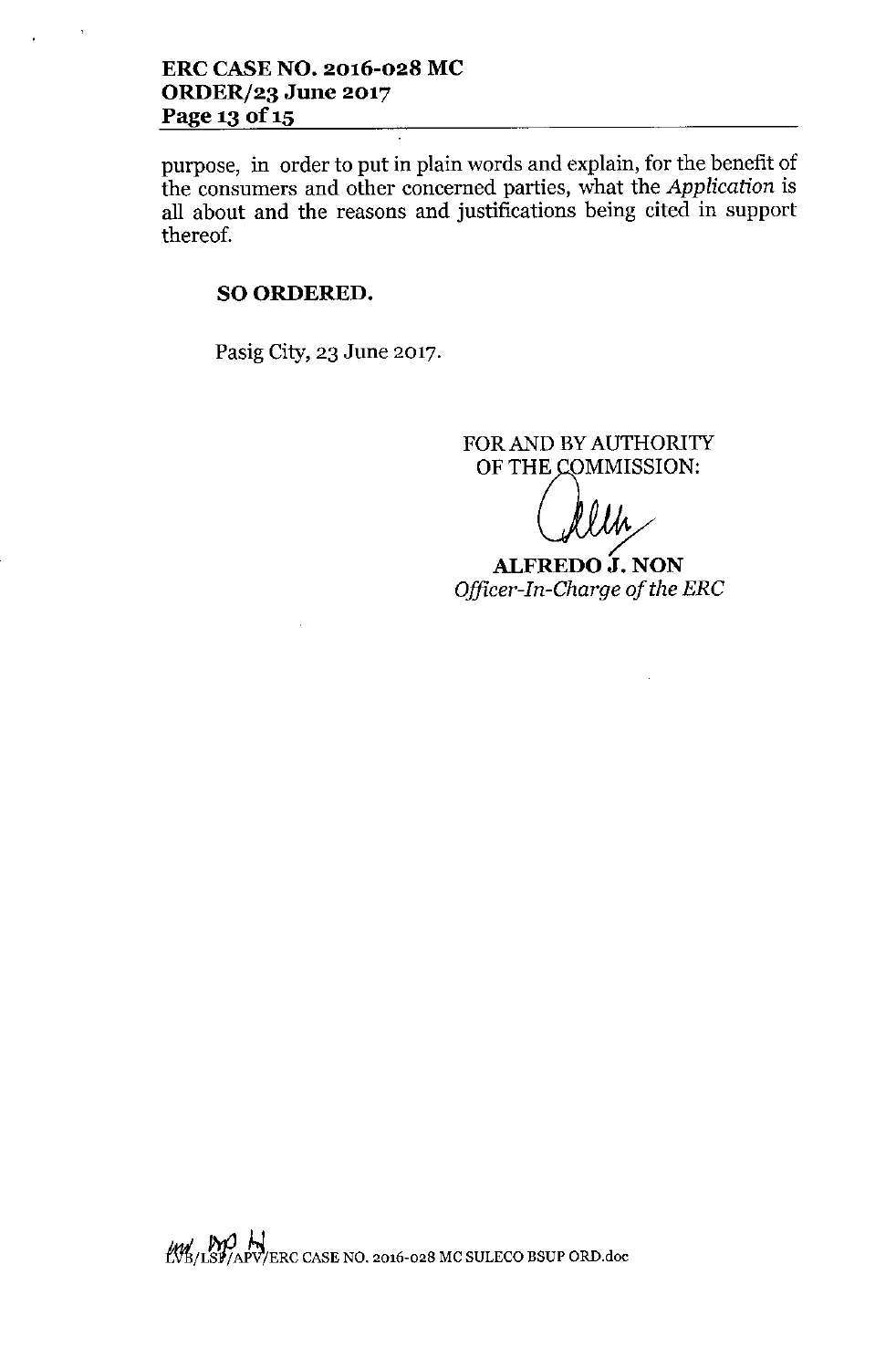purpose, in order to put in plain words and explain, for the benefit of the consumers and other concerned parties, what the *Application* is all about and the reasons and justifications being cited in support thereof.

**SO ORDERED.**

Pasig City, 23 June 2017.

FOR AND BY AUTHORITY
OF THE COMMISSION:

**ALFREDO J. NON**
*Officer-In-Charge of the ERC*

LVB/LSP/APV/ERC CASE NO. 2016-028 MC SULECO BSUP ORD.doc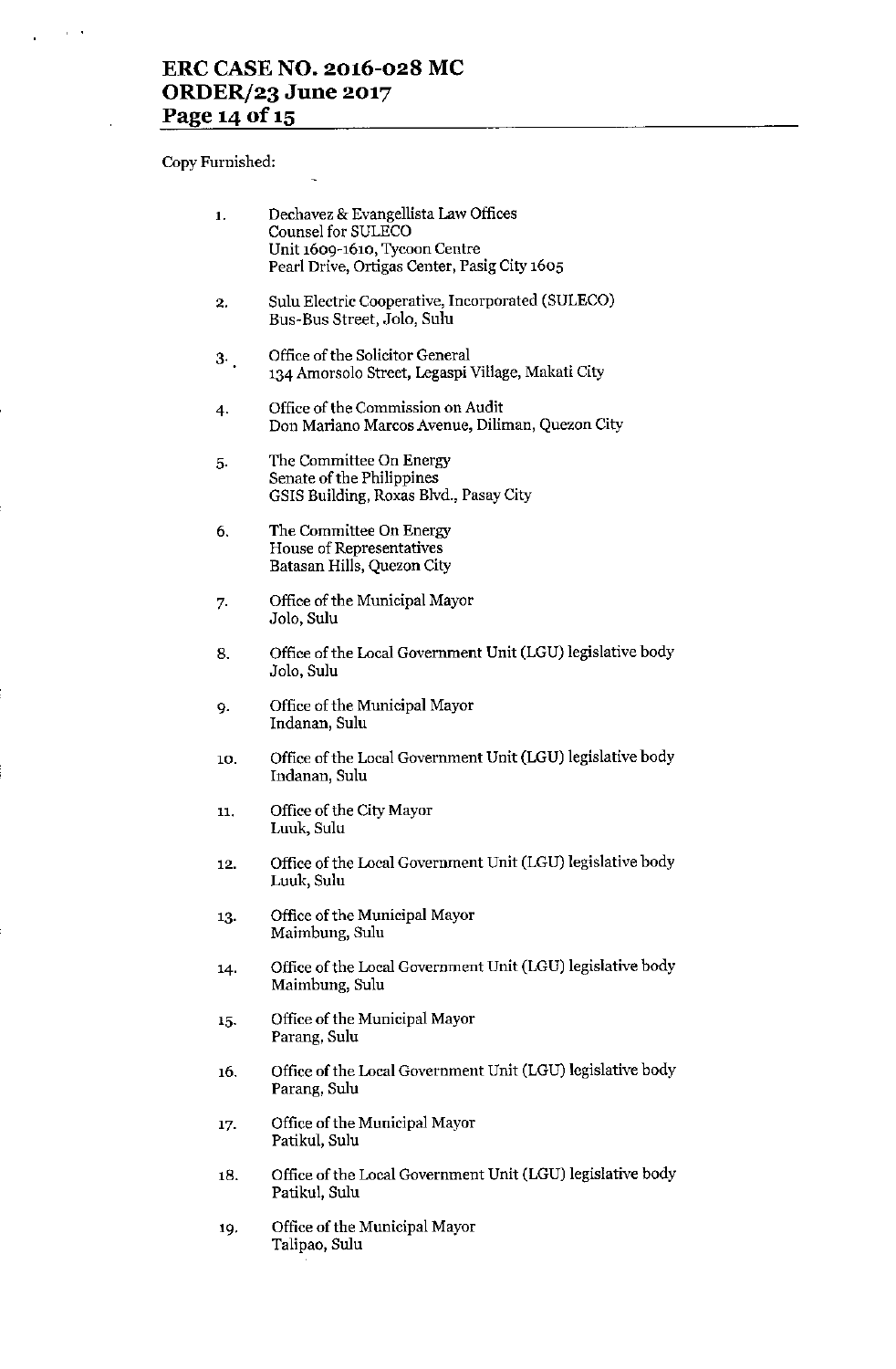Copy Furnished:

1. Dechavez & Evangellista Law Offices
   Counsel for SULECO
   Unit 1609-1610, Tycoon Centre
   Pearl Drive, Ortigas Center, Pasig City 1605

2. Sulu Electric Cooperative, Incorporated (SULECO)
   Bus-Bus Street, Jolo, Sulu

3. Office of the Solicitor General
   134 Amorsolo Street, Legaspi Village, Makati City

4. Office of the Commission on Audit
   Don Mariano Marcos Avenue, Diliman, Quezon City

5. The Committee On Energy
   Senate of the Philippines
   GSIS Building, Roxas Blvd., Pasay City

6. The Committee On Energy
   House of Representatives
   Batasan Hills, Quezon City

7. Office of the Municipal Mayor
   Jolo, Sulu

8. Office of the Local Government Unit (LGU) legislative body
   Jolo, Sulu

9. Office of the Municipal Mayor
   Indanan, Sulu

10. Office of the Local Government Unit (LGU) legislative body
    Indanan, Sulu

11. Office of the City Mayor
    Luuk, Sulu

12. Office of the Local Government Unit (LGU) legislative body
    Luuk, Sulu

13. Office of the Municipal Mayor
    Maimbung, Sulu

14. Office of the Local Government Unit (LGU) legislative body
    Maimbung, Sulu

15. Office of the Municipal Mayor
    Parang, Sulu

16. Office of the Local Government Unit (LGU) legislative body
    Parang, Sulu

17. Office of the Municipal Mayor
    Patikul, Sulu

18. Office of the Local Government Unit (LGU) legislative body
    Patikul, Sulu

19. Office of the Municipal Mayor
    Talipao, Sulu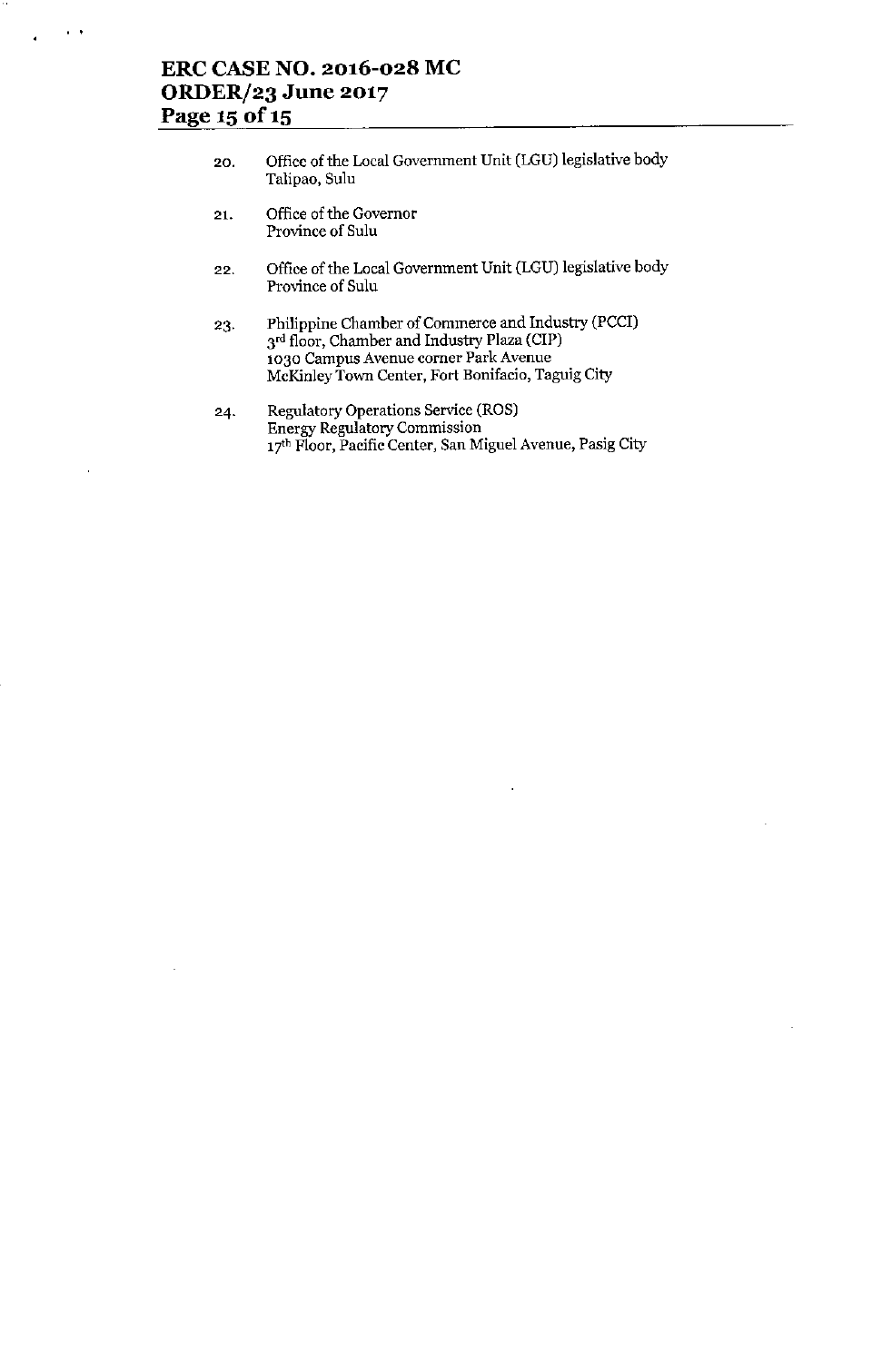20. Office of the Local Government Unit (LGU) legislative body
    Talipao, Sulu

21. Office of the Governor
    Province of Sulu

22. Office of the Local Government Unit (LGU) legislative body
    Province of Sulu

23. Philippine Chamber of Commerce and Industry (PCCI)
    3rd floor, Chamber and Industry Plaza (CIP)
    1030 Campus Avenue corner Park Avenue
    McKinley Town Center, Fort Bonifacio, Taguig City

24. Regulatory Operations Service (ROS)
    Energy Regulatory Commission
    17th Floor, Pacific Center, San Miguel Avenue, Pasig City